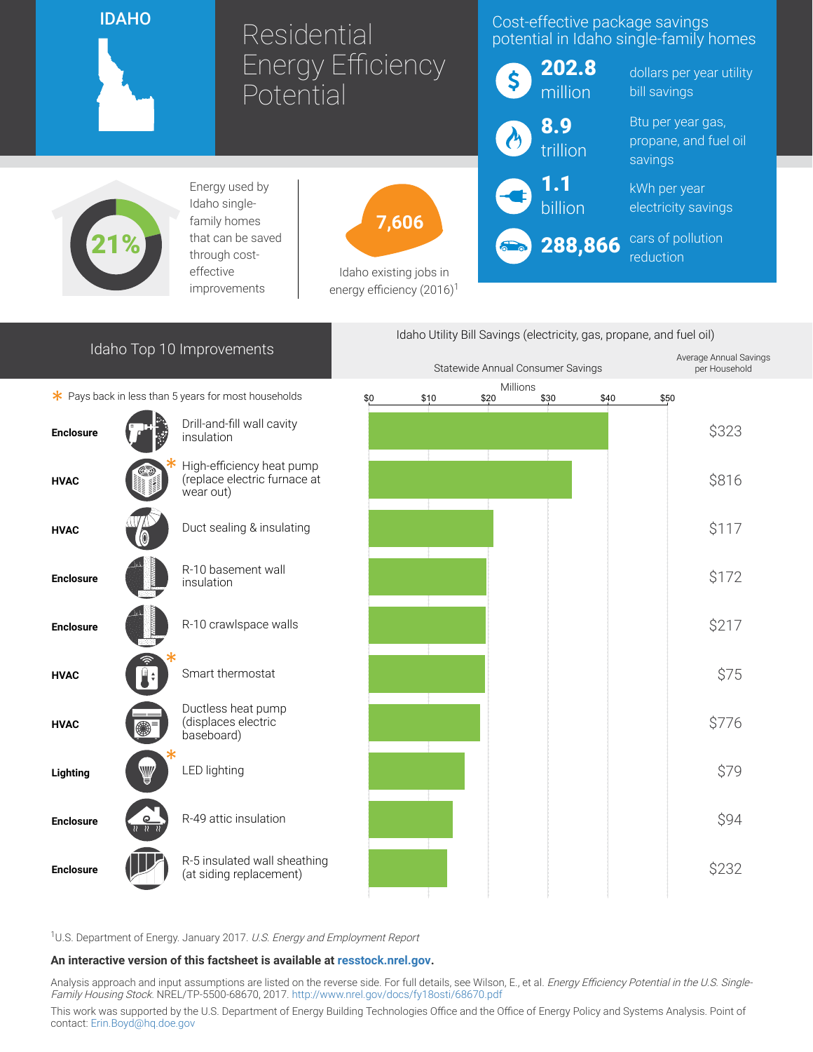# IDAHO

# Residential Energy Efficiency Potential

## Cost-effective package savings potential in Idaho single-family homes

- **202.8 million** dollars per year utility bill savings
- **8.9 trillion** Btu per year gas, propane, and fuel oil savings
- **1.1 billion** kWh per year electricity savings
- **288,866** cars of pollution reduction

**21%** Energy used by Idaho single-family homes that can be saved through cost-effective improvements

**7,606** Idaho existing jobs in energy efficiency (2016)[1]

## Idaho Top 10 Improvements

* Pays back in less than 5 years for most households

Idaho Utility Bill Savings (electricity, gas, propane, and fuel oil)

| Category | Improvement | Statewide Annual Consumer Savings (Millions) | Average Annual Savings per Household |
|---|---|---|---|
| Enclosure | Drill-and-fill wall cavity insulation | ~$40 | $323 |
| HVAC | High-efficiency heat pump (replace electric furnace at wear out) * | ~$34 | $816 |
| HVAC | Duct sealing & insulating | ~$21 | $117 |
| Enclosure | R-10 basement wall insulation | ~$20 | $172 |
| Enclosure | R-10 crawlspace walls | ~$20 | $217 |
| HVAC | Smart thermostat * | ~$20 | $75 |
| HVAC | Ductless heat pump (displaces electric baseboard) | ~$19 | $776 |
| Lighting | LED lighting * | ~$16 | $79 |
| Enclosure | R-49 attic insulation | ~$14 | $94 |
| Enclosure | R-5 insulated wall sheathing (at siding replacement) | ~$13 | $232 |

[1]U.S. Department of Energy. January 2017. *U.S. Energy and Employment Report*

**An interactive version of this factsheet is available at resstock.nrel.gov.**

Analysis approach and input assumptions are listed on the reverse side. For full details, see Wilson, E., et al. *Energy Efficiency Potential in the U.S. Single-Family Housing Stock.* NREL/TP-5500-68670, 2017. http://www.nrel.gov/docs/fy18osti/68670.pdf

This work was supported by the U.S. Department of Energy Building Technologies Office and the Office of Energy Policy and Systems Analysis. Point of contact: Erin.Boyd@hq.doe.gov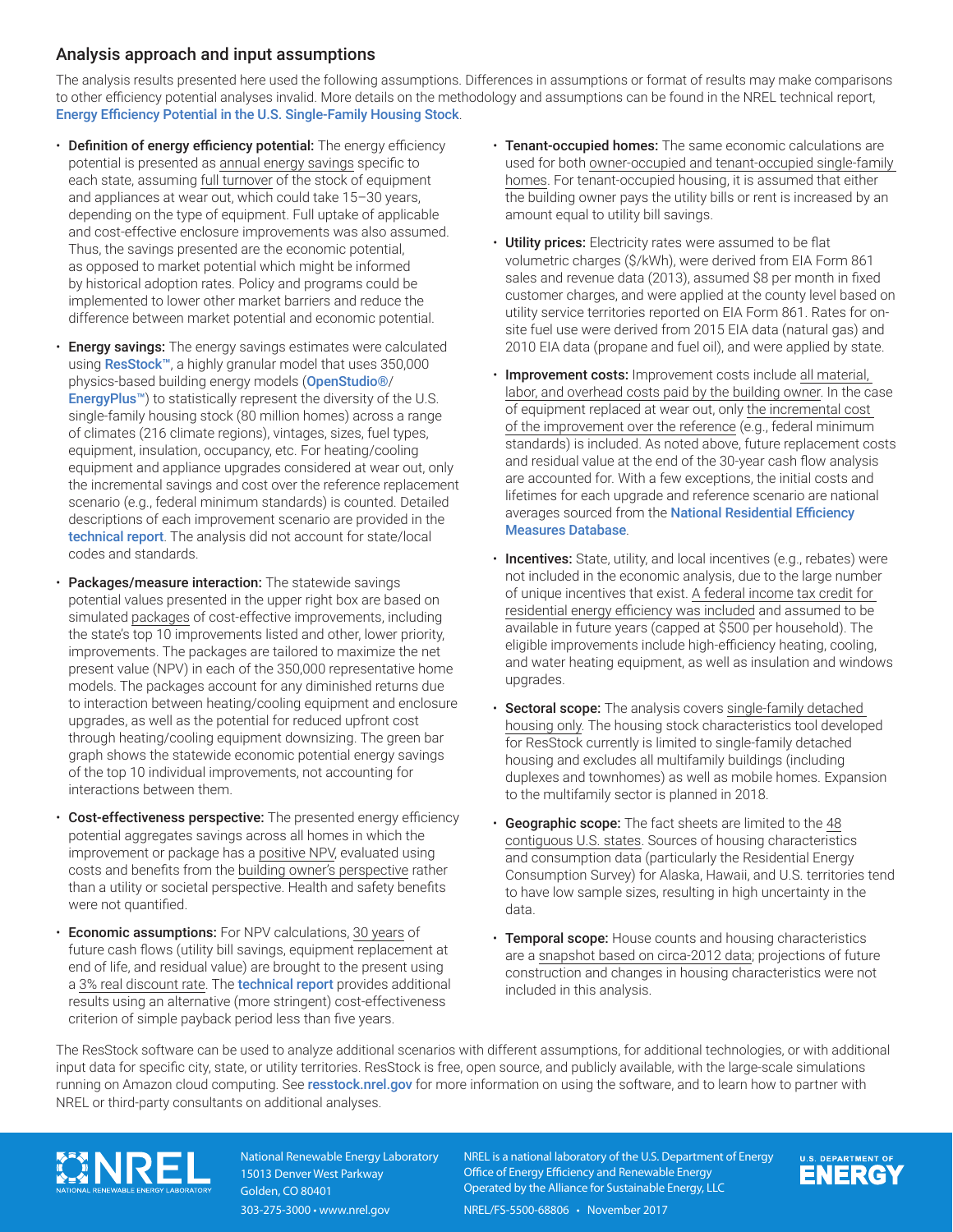## Analysis approach and input assumptions

The analysis results presented here used the following assumptions. Differences in assumptions or format of results may make comparisons to other efficiency potential analyses invalid. More details on the methodology and assumptions can be found in the NREL technical report, Energy Efficiency Potential in the U.S. Single-Family Housing Stock.

- **Definition of energy efficiency potential:** The energy efficiency potential is presented as annual energy savings specific to each state, assuming full turnover of the stock of equipment and appliances at wear out, which could take 15–30 years, depending on the type of equipment. Full uptake of applicable and cost-effective enclosure improvements was also assumed. Thus, the savings presented are the economic potential, as opposed to market potential which might be informed by historical adoption rates. Policy and programs could be implemented to lower other market barriers and reduce the difference between market potential and economic potential.
- **Energy savings:** The energy savings estimates were calculated using ResStock™, a highly granular model that uses 350,000 physics-based building energy models (OpenStudio®/EnergyPlus™) to statistically represent the diversity of the U.S. single-family housing stock (80 million homes) across a range of climates (216 climate regions), vintages, sizes, fuel types, equipment, insulation, occupancy, etc. For heating/cooling equipment and appliance upgrades considered at wear out, only the incremental savings and cost over the reference replacement scenario (e.g., federal minimum standards) is counted. Detailed descriptions of each improvement scenario are provided in the technical report. The analysis did not account for state/local codes and standards.
- **Packages/measure interaction:** The statewide savings potential values presented in the upper right box are based on simulated packages of cost-effective improvements, including the state's top 10 improvements listed and other, lower priority, improvements. The packages are tailored to maximize the net present value (NPV) in each of the 350,000 representative home models. The packages account for any diminished returns due to interaction between heating/cooling equipment and enclosure upgrades, as well as the potential for reduced upfront cost through heating/cooling equipment downsizing. The green bar graph shows the statewide economic potential energy savings of the top 10 individual improvements, not accounting for interactions between them.
- **Cost-effectiveness perspective:** The presented energy efficiency potential aggregates savings across all homes in which the improvement or package has a positive NPV, evaluated using costs and benefits from the building owner's perspective rather than a utility or societal perspective. Health and safety benefits were not quantified.
- **Economic assumptions:** For NPV calculations, 30 years of future cash flows (utility bill savings, equipment replacement at end of life, and residual value) are brought to the present using a 3% real discount rate. The technical report provides additional results using an alternative (more stringent) cost-effectiveness criterion of simple payback period less than five years.
- **Tenant-occupied homes:** The same economic calculations are used for both owner-occupied and tenant-occupied single-family homes. For tenant-occupied housing, it is assumed that either the building owner pays the utility bills or rent is increased by an amount equal to utility bill savings.
- **Utility prices:** Electricity rates were assumed to be flat volumetric charges ($/kWh), were derived from EIA Form 861 sales and revenue data (2013), assumed $8 per month in fixed customer charges, and were applied at the county level based on utility service territories reported on EIA Form 861. Rates for on-site fuel use were derived from 2015 EIA data (natural gas) and 2010 EIA data (propane and fuel oil), and were applied by state.
- **Improvement costs:** Improvement costs include all material, labor, and overhead costs paid by the building owner. In the case of equipment replaced at wear out, only the incremental cost of the improvement over the reference (e.g., federal minimum standards) is included. As noted above, future replacement costs and residual value at the end of the 30-year cash flow analysis are accounted for. With a few exceptions, the initial costs and lifetimes for each upgrade and reference scenario are national averages sourced from the National Residential Efficiency Measures Database.
- **Incentives:** State, utility, and local incentives (e.g., rebates) were not included in the economic analysis, due to the large number of unique incentives that exist. A federal income tax credit for residential energy efficiency was included and assumed to be available in future years (capped at $500 per household). The eligible improvements include high-efficiency heating, cooling, and water heating equipment, as well as insulation and windows upgrades.
- **Sectoral scope:** The analysis covers single-family detached housing only. The housing stock characteristics tool developed for ResStock currently is limited to single-family detached housing and excludes all multifamily buildings (including duplexes and townhomes) as well as mobile homes. Expansion to the multifamily sector is planned in 2018.
- **Geographic scope:** The fact sheets are limited to the 48 contiguous U.S. states. Sources of housing characteristics and consumption data (particularly the Residential Energy Consumption Survey) for Alaska, Hawaii, and U.S. territories tend to have low sample sizes, resulting in high uncertainty in the data.
- **Temporal scope:** House counts and housing characteristics are a snapshot based on circa-2012 data; projections of future construction and changes in housing characteristics were not included in this analysis.

The ResStock software can be used to analyze additional scenarios with different assumptions, for additional technologies, or with additional input data for specific city, state, or utility territories. ResStock is free, open source, and publicly available, with the large-scale simulations running on Amazon cloud computing. See resstock.nrel.gov for more information on using the software, and to learn how to partner with NREL or third-party consultants on additional analyses.

NREL
NATIONAL RENEWABLE ENERGY LABORATORY

National Renewable Energy Laboratory
15013 Denver West Parkway
Golden, CO 80401
303-275-3000 • www.nrel.gov

NREL is a national laboratory of the U.S. Department of Energy
Office of Energy Efficiency and Renewable Energy
Operated by the Alliance for Sustainable Energy, LLC

NREL/FS-5500-68806 • November 2017

U.S. DEPARTMENT OF ENERGY